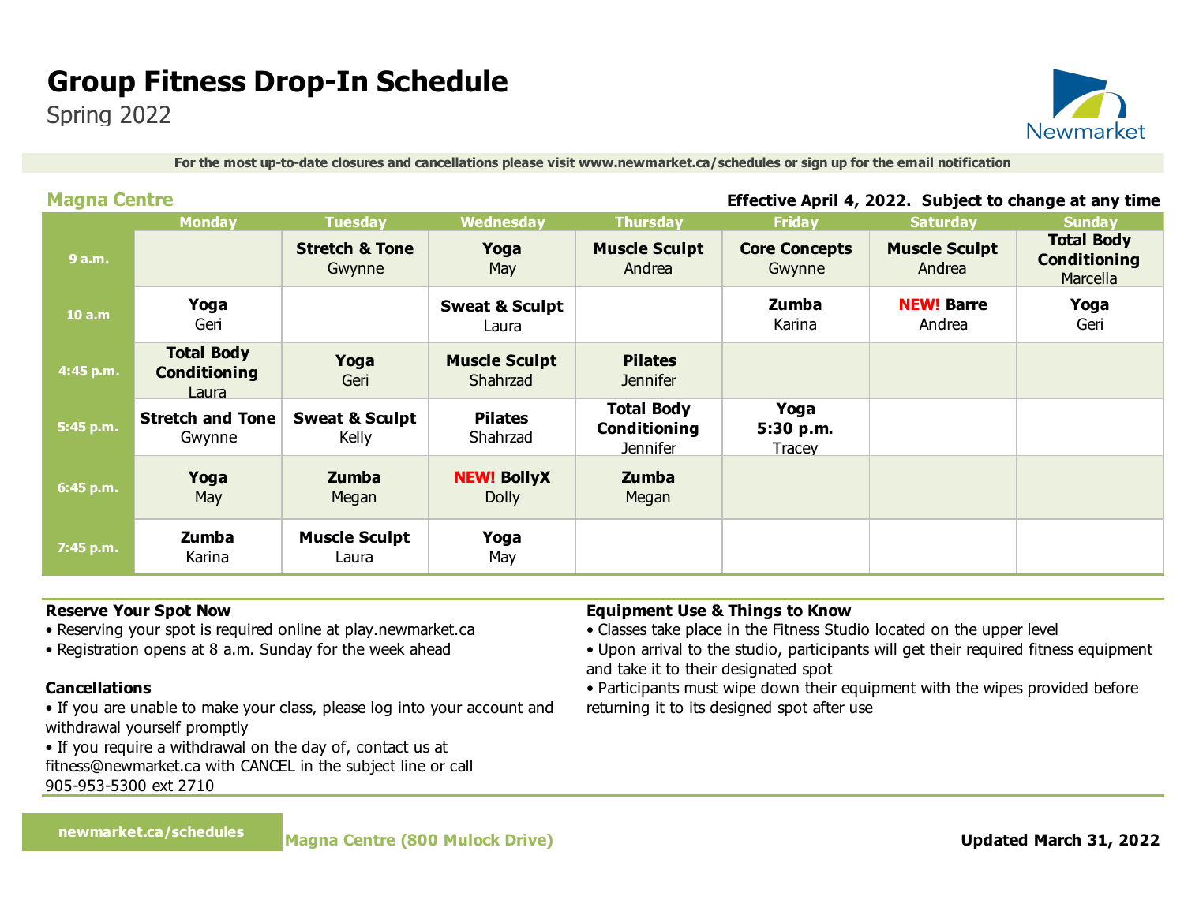# Group Fitness Drop-In Schedule

Spring 2022

Newmarket

**For the most up-to-date closures and cancellations please visit www.newmarket.ca/schedules or sign up for the email notification**

## Magna Centre

**Effective April 4, 2022. Subject to change at any time**

| | Monday | Tuesday | Wednesday | Thursday | Friday | Saturday | Sunday |
|---|---|---|---|---|---|---|---|
| **9 a.m.** | | **Stretch & Tone** Gwynne | **Yoga** May | **Muscle Sculpt** Andrea | **Core Concepts** Gwynne | **Muscle Sculpt** Andrea | **Total Body Conditioning** Marcella |
| **10 a.m** | **Yoga** Geri | | **Sweat & Sculpt** Laura | | **Zumba** Karina | **NEW! Barre** Andrea | **Yoga** Geri |
| **4:45 p.m.** | **Total Body Conditioning** Laura | **Yoga** Geri | **Muscle Sculpt** Shahrzad | **Pilates** Jennifer | | | |
| **5:45 p.m.** | **Stretch and Tone** Gwynne | **Sweat & Sculpt** Kelly | **Pilates** Shahrzad | **Total Body Conditioning** Jennifer | **Yoga 5:30 p.m.** Tracey | | |
| **6:45 p.m.** | **Yoga** May | **Zumba** Megan | **NEW! BollyX** Dolly | **Zumba** Megan | | | |
| **7:45 p.m.** | **Zumba** Karina | **Muscle Sculpt** Laura | **Yoga** May | | | | |

**Reserve Your Spot Now**

- Reserving your spot is required online at play.newmarket.ca
- Registration opens at 8 a.m. Sunday for the week ahead

**Cancellations**

- If you are unable to make your class, please log into your account and withdrawal yourself promptly
- If you require a withdrawal on the day of, contact us at fitness@newmarket.ca with CANCEL in the subject line or call 905-953-5300 ext 2710

**Equipment Use & Things to Know**

- Classes take place in the Fitness Studio located on the upper level
- Upon arrival to the studio, participants will get their required fitness equipment and take it to their designated spot
- Participants must wipe down their equipment with the wipes provided before returning it to its designed spot after use

**newmarket.ca/schedules** **Magna Centre (800 Mulock Drive)** **Updated March 31, 2022**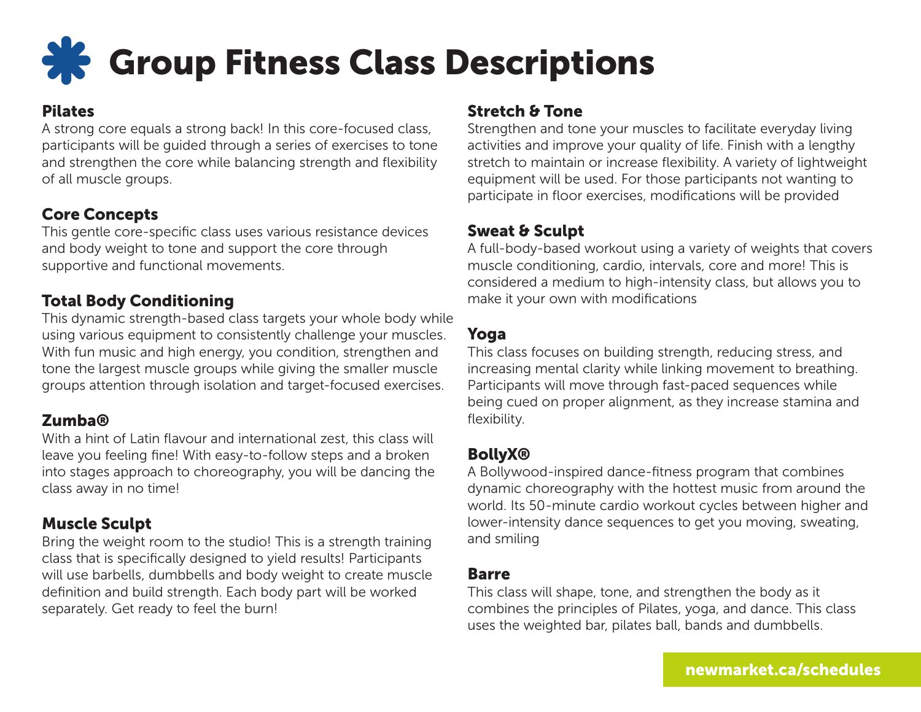# Group Fitness Class Descriptions

### Pilates

A strong core equals a strong back! In this core-focused class, participants will be guided through a series of exercises to tone and strengthen the core while balancing strength and flexibility of all muscle groups.

### Core Concepts

This gentle core-specific class uses various resistance devices and body weight to tone and support the core through supportive and functional movements.

### Total Body Conditioning

This dynamic strength-based class targets your whole body while using various equipment to consistently challenge your muscles. With fun music and high energy, you condition, strengthen and tone the largest muscle groups while giving the smaller muscle groups attention through isolation and target-focused exercises.

### Zumba®

With a hint of Latin flavour and international zest, this class will leave you feeling fine! With easy-to-follow steps and a broken into stages approach to choreography, you will be dancing the class away in no time!

### Muscle Sculpt

Bring the weight room to the studio! This is a strength training class that is specifically designed to yield results! Participants will use barbells, dumbbells and body weight to create muscle definition and build strength. Each body part will be worked separately. Get ready to feel the burn!

### Stretch & Tone

Strengthen and tone your muscles to facilitate everyday living activities and improve your quality of life. Finish with a lengthy stretch to maintain or increase flexibility. A variety of lightweight equipment will be used. For those participants not wanting to participate in floor exercises, modifications will be provided

### Sweat & Sculpt

A full-body-based workout using a variety of weights that covers muscle conditioning, cardio, intervals, core and more! This is considered a medium to high-intensity class, but allows you to make it your own with modifications

### Yoga

This class focuses on building strength, reducing stress, and increasing mental clarity while linking movement to breathing. Participants will move through fast-paced sequences while being cued on proper alignment, as they increase stamina and flexibility.

### BollyX®

A Bollywood-inspired dance-fitness program that combines dynamic choreography with the hottest music from around the world. Its 50-minute cardio workout cycles between higher and lower-intensity dance sequences to get you moving, sweating, and smiling

### Barre

This class will shape, tone, and strengthen the body as it combines the principles of Pilates, yoga, and dance. This class uses the weighted bar, pilates ball, bands and dumbbells.

**newmarket.ca/schedules**